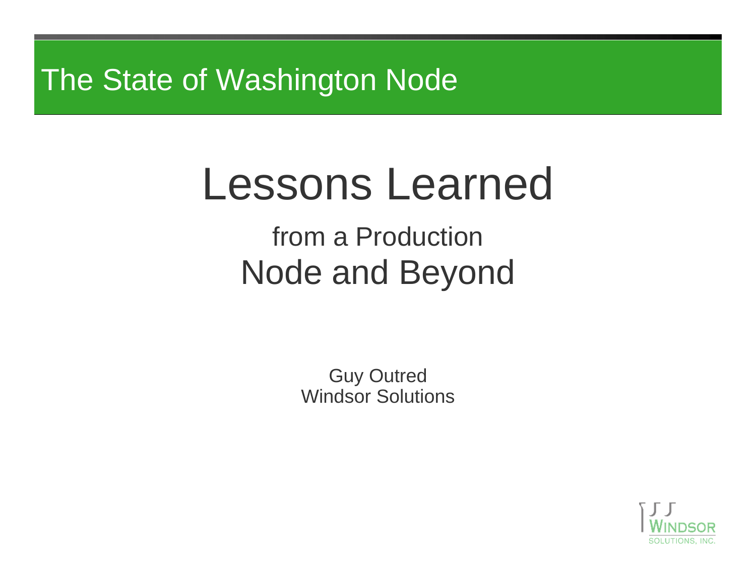The State of Washington Node

# Lessons Learned

## from a Production Node and Beyond

Guy Outred
Windsor Solutions

WINDSOR SOLUTIONS, INC.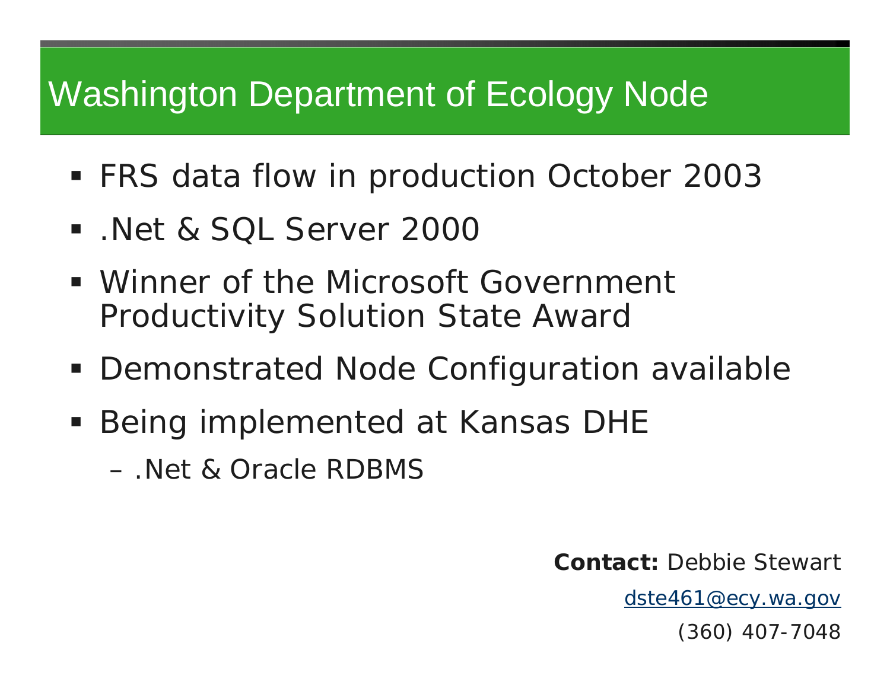# Washington Department of Ecology Node

- FRS data flow in production October 2003
- .Net & SQL Server 2000
- Winner of the Microsoft Government Productivity Solution State Award
- Demonstrated Node Configuration available
- Being implemented at Kansas DHE
  - .Net & Oracle RDBMS

**Contact:** Debbie Stewart

dste461@ecy.wa.gov

(360) 407-7048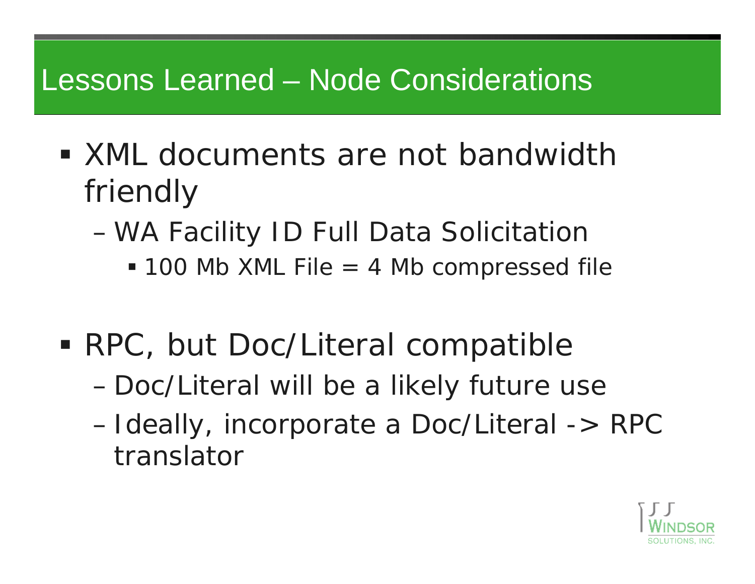# Lessons Learned – Node Considerations

- XML documents are not bandwidth friendly
  - WA Facility ID Full Data Solicitation
    - 100 Mb XML File = 4 Mb compressed file

- RPC, but Doc/Literal compatible
  - Doc/Literal will be a likely future use
  - Ideally, incorporate a Doc/Literal -> RPC translator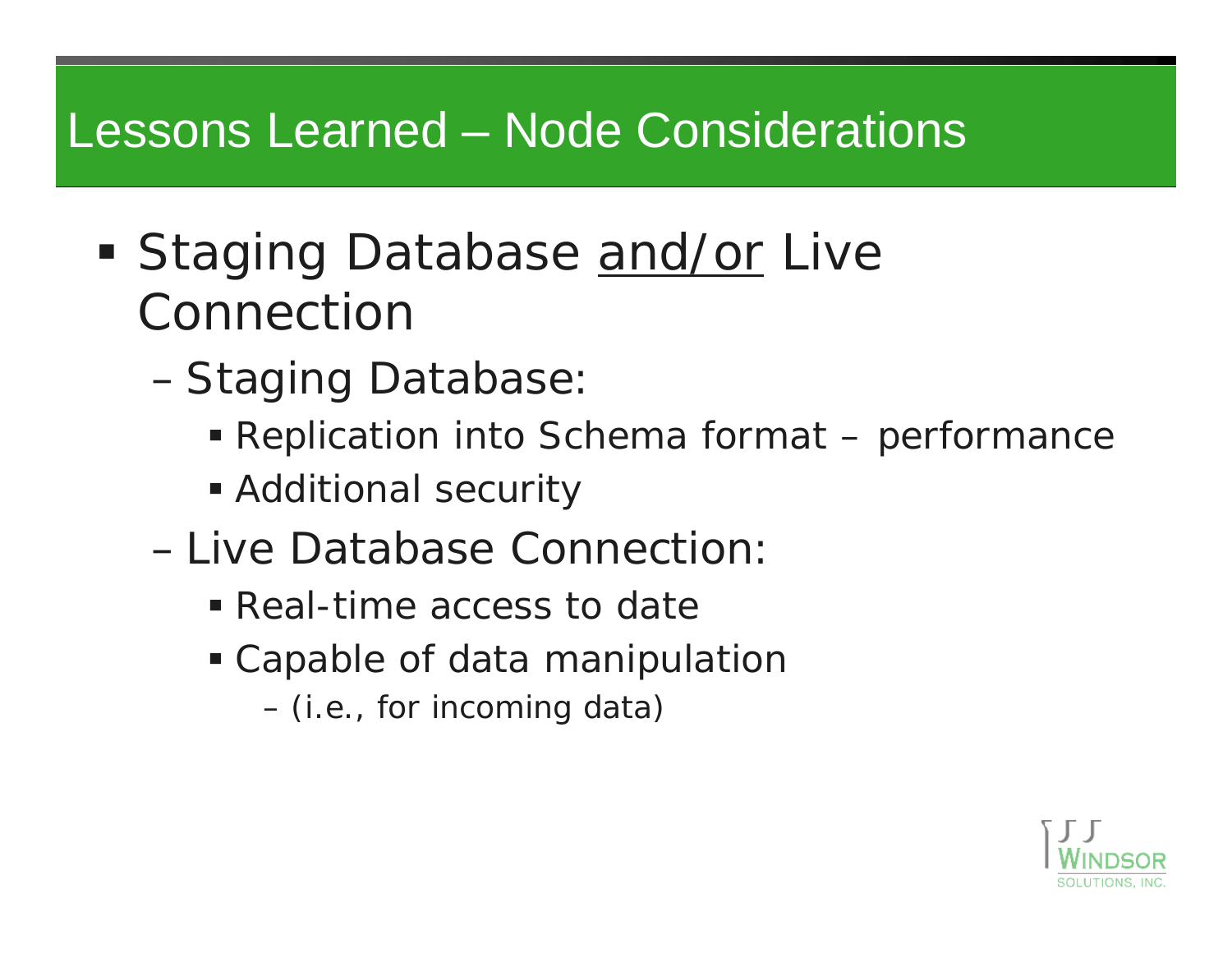# Lessons Learned – Node Considerations

- Staging Database <u>and/or</u> Live Connection
  - Staging Database:
    - Replication into Schema format – performance
    - Additional security
  - Live Database Connection:
    - Real-time access to date
    - Capable of data manipulation
      - (i.e., for incoming data)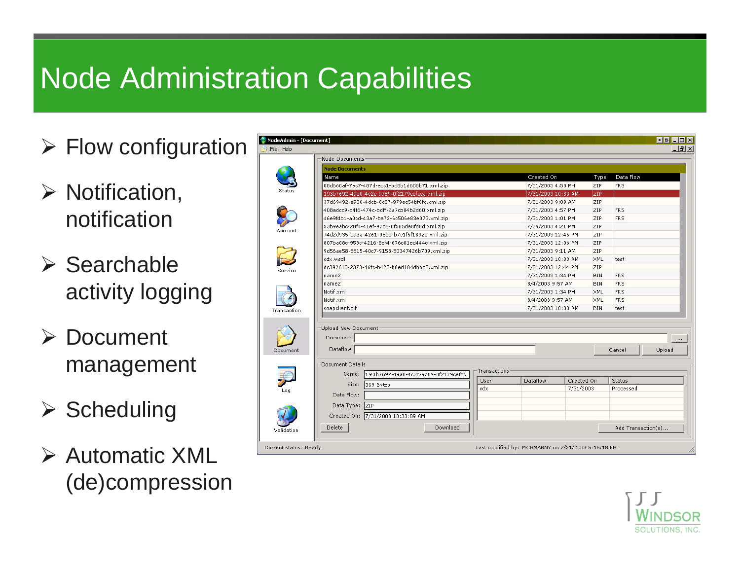# Node Administration Capabilities

- Flow configuration
- Notification, notification
- Searchable activity logging
- Document management
- Scheduling
- Automatic XML (de)compression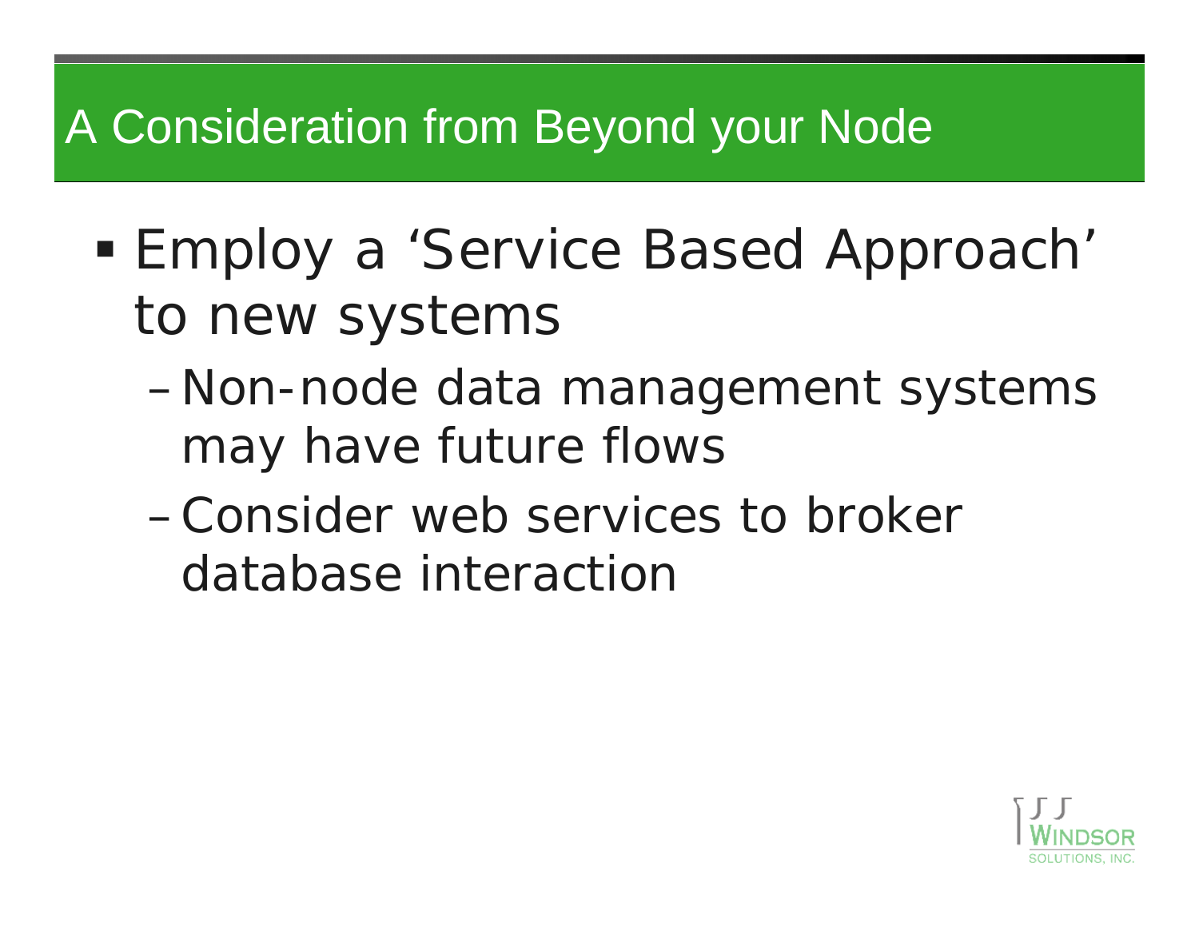# A Consideration from Beyond your Node

- Employ a 'Service Based Approach' to new systems
  - Non-node data management systems may have future flows
  - Consider web services to broker database interaction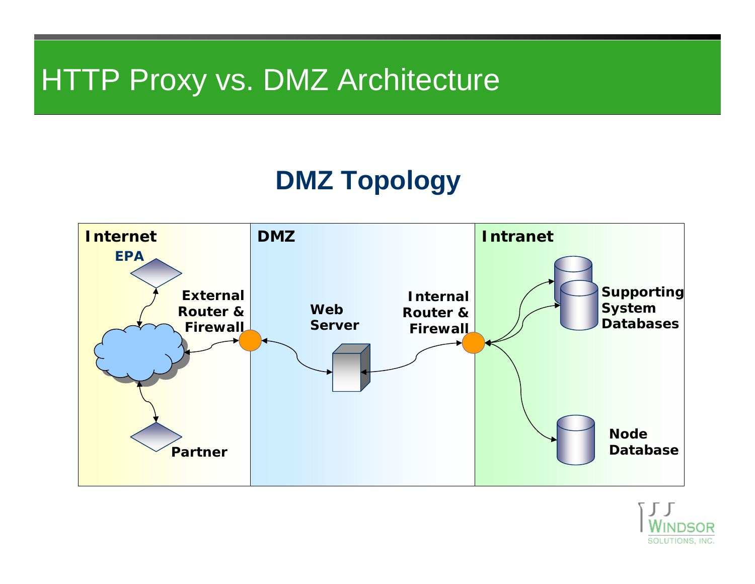# HTTP Proxy vs. DMZ Architecture

## DMZ Topology

| Internet | DMZ | Intranet |
| --- | --- | --- |
| EPA, Partner, External Router & Firewall | Web Server | Internal Router & Firewall, Supporting System Databases, Node Database |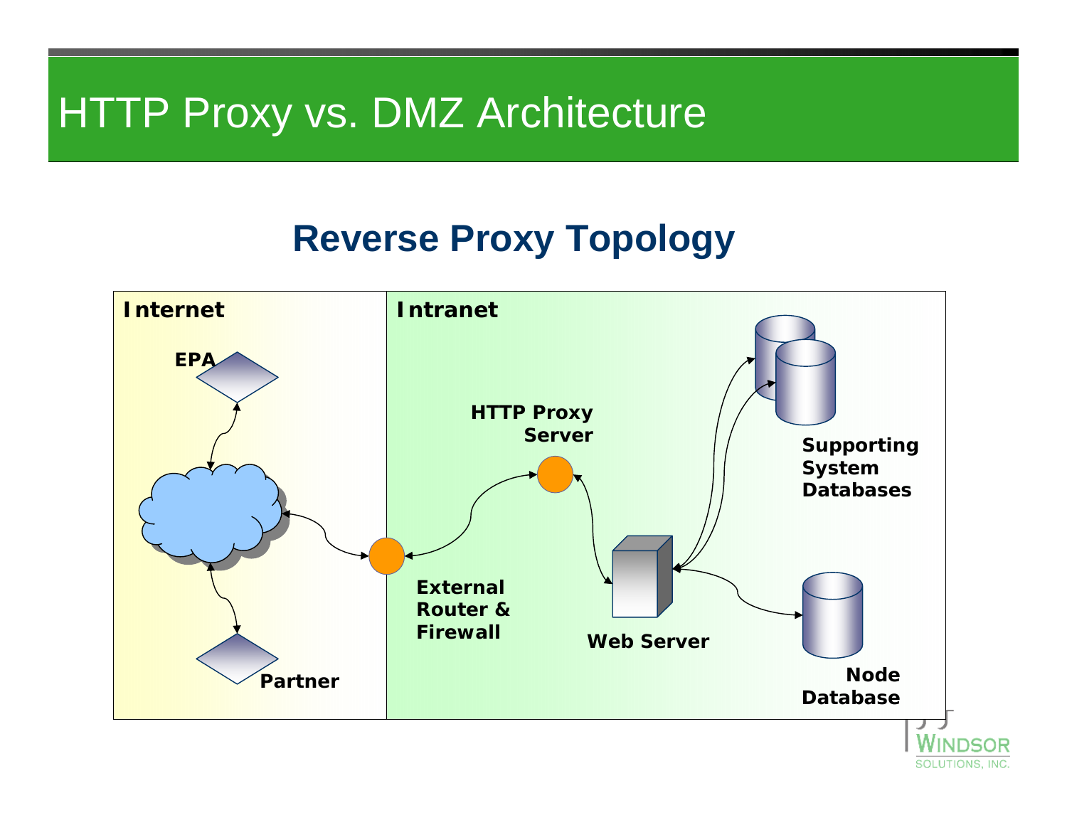# HTTP Proxy vs. DMZ Architecture

## Reverse Proxy Topology

Internet

EPA

Partner

Intranet

HTTP Proxy Server

External Router & Firewall

Web Server

Supporting System Databases

Node Database